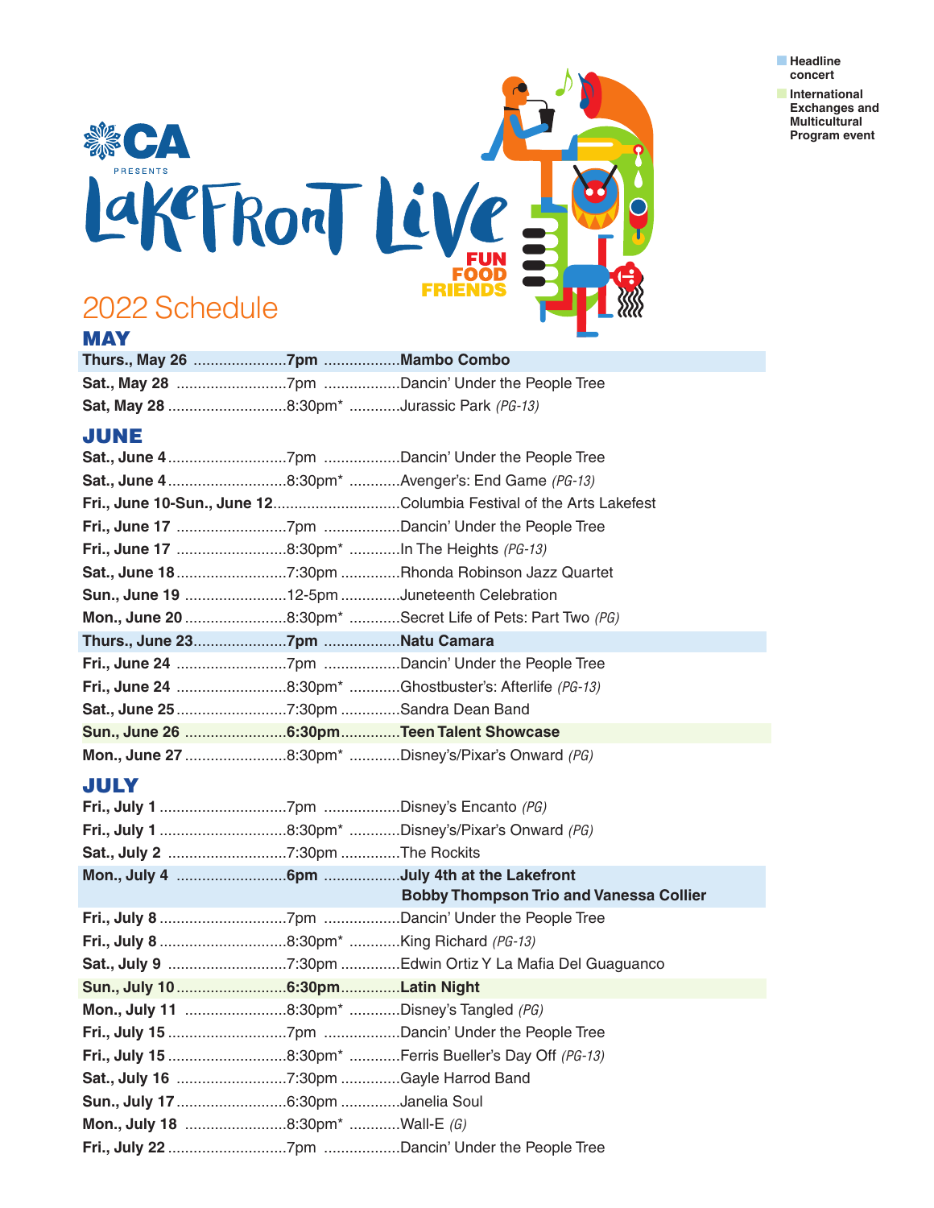CA PRESENTS

# LakeFront Live

FUN FOOD FRIENDS

**Headline concert**

**International Exchanges and Multicultural Program event**

## 2022 Schedule

### MAY

| Date | Time | Event |
|---|---|---|
| **Thurs., May 26** | **7pm** | **Mambo Combo** |
| **Sat., May 28** | 7pm | Dancin' Under the People Tree |
| **Sat, May 28** | 8:30pm* | Jurassic Park *(PG-13)* |

### JUNE

| Date | Time | Event |
|---|---|---|
| **Sat., June 4** | 7pm | Dancin' Under the People Tree |
| **Sat., June 4** | 8:30pm* | Avenger's: End Game *(PG-13)* |
| **Fri., June 10-Sun., June 12** | | Columbia Festival of the Arts Lakefest |
| **Fri., June 17** | 7pm | Dancin' Under the People Tree |
| **Fri., June 17** | 8:30pm* | In The Heights *(PG-13)* |
| **Sat., June 18** | 7:30pm | Rhonda Robinson Jazz Quartet |
| **Sun., June 19** | 12-5pm | Juneteenth Celebration |
| **Mon., June 20** | 8:30pm* | Secret Life of Pets: Part Two *(PG)* |
| **Thurs., June 23** | **7pm** | **Natu Camara** |
| **Fri., June 24** | 7pm | Dancin' Under the People Tree |
| **Fri., June 24** | 8:30pm* | Ghostbuster's: Afterlife *(PG-13)* |
| **Sat., June 25** | 7:30pm | Sandra Dean Band |
| **Sun., June 26** | **6:30pm** | **Teen Talent Showcase** |
| **Mon., June 27** | 8:30pm* | Disney's/Pixar's Onward *(PG)* |

### JULY

| Date | Time | Event |
|---|---|---|
| **Fri., July 1** | 7pm | Disney's Encanto *(PG)* |
| **Fri., July 1** | 8:30pm* | Disney's/Pixar's Onward *(PG)* |
| **Sat., July 2** | 7:30pm | The Rockits |
| **Mon., July 4** | **6pm** | **July 4th at the Lakefront Bobby Thompson Trio and Vanessa Collier** |
| **Fri., July 8** | 7pm | Dancin' Under the People Tree |
| **Fri., July 8** | 8:30pm* | King Richard *(PG-13)* |
| **Sat., July 9** | 7:30pm | Edwin Ortiz Y La Mafia Del Guaguanco |
| **Sun., July 10** | **6:30pm** | **Latin Night** |
| **Mon., July 11** | 8:30pm* | Disney's Tangled *(PG)* |
| **Fri., July 15** | 7pm | Dancin' Under the People Tree |
| **Fri., July 15** | 8:30pm* | Ferris Bueller's Day Off *(PG-13)* |
| **Sat., July 16** | 7:30pm | Gayle Harrod Band |
| **Sun., July 17** | 6:30pm | Janelia Soul |
| **Mon., July 18** | 8:30pm* | Wall-E *(G)* |
| **Fri., July 22** | 7pm | Dancin' Under the People Tree |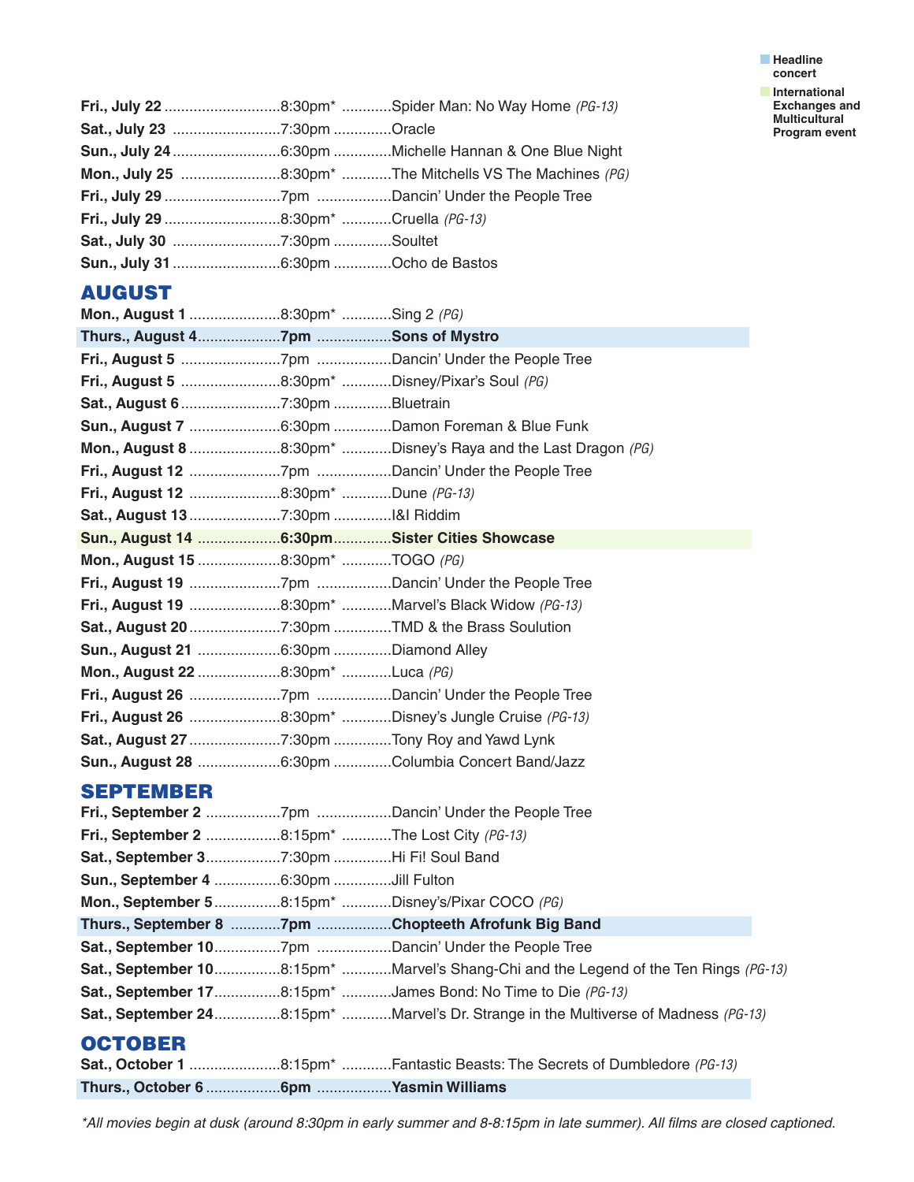- **Headline concert**
- **International Exchanges and Multicultural Program event**

| | | |
|---|---|---|
| **Fri., July 22** | 8:30pm* | Spider Man: No Way Home *(PG-13)* |
| **Sat., July 23** | 7:30pm | Oracle |
| **Sun., July 24** | 6:30pm | Michelle Hannan & One Blue Night |
| **Mon., July 25** | 8:30pm* | The Mitchells VS The Machines *(PG)* |
| **Fri., July 29** | 7pm | Dancin' Under the People Tree |
| **Fri., July 29** | 8:30pm* | Cruella *(PG-13)* |
| **Sat., July 30** | 7:30pm | Soultet |
| **Sun., July 31** | 6:30pm | Ocho de Bastos |

## AUGUST

| | | |
|---|---|---|
| **Mon., August 1** | 8:30pm* | Sing 2 *(PG)* |
| **Thurs., August 4** | **7pm** | **Sons of Mystro** |
| **Fri., August 5** | 7pm | Dancin' Under the People Tree |
| **Fri., August 5** | 8:30pm* | Disney/Pixar's Soul *(PG)* |
| **Sat., August 6** | 7:30pm | Bluetrain |
| **Sun., August 7** | 6:30pm | Damon Foreman & Blue Funk |
| **Mon., August 8** | 8:30pm* | Disney's Raya and the Last Dragon *(PG)* |
| **Fri., August 12** | 7pm | Dancin' Under the People Tree |
| **Fri., August 12** | 8:30pm* | Dune *(PG-13)* |
| **Sat., August 13** | 7:30pm | I&I Riddim |
| **Sun., August 14** | **6:30pm** | **Sister Cities Showcase** |
| **Mon., August 15** | 8:30pm* | TOGO *(PG)* |
| **Fri., August 19** | 7pm | Dancin' Under the People Tree |
| **Fri., August 19** | 8:30pm* | Marvel's Black Widow *(PG-13)* |
| **Sat., August 20** | 7:30pm | TMD & the Brass Soulution |
| **Sun., August 21** | 6:30pm | Diamond Alley |
| **Mon., August 22** | 8:30pm* | Luca *(PG)* |
| **Fri., August 26** | 7pm | Dancin' Under the People Tree |
| **Fri., August 26** | 8:30pm* | Disney's Jungle Cruise *(PG-13)* |
| **Sat., August 27** | 7:30pm | Tony Roy and Yawd Lynk |
| **Sun., August 28** | 6:30pm | Columbia Concert Band/Jazz |

## SEPTEMBER

| | | |
|---|---|---|
| **Fri., September 2** | 7pm | Dancin' Under the People Tree |
| **Fri., September 2** | 8:15pm* | The Lost City *(PG-13)* |
| **Sat., September 3** | 7:30pm | Hi Fi! Soul Band |
| **Sun., September 4** | 6:30pm | Jill Fulton |
| **Mon., September 5** | 8:15pm* | Disney's/Pixar COCO *(PG)* |
| **Thurs., September 8** | **7pm** | **Chopteeth Afrofunk Big Band** |
| **Sat., September 10** | 7pm | Dancin' Under the People Tree |
| **Sat., September 10** | 8:15pm* | Marvel's Shang-Chi and the Legend of the Ten Rings *(PG-13)* |
| **Sat., September 17** | 8:15pm* | James Bond: No Time to Die *(PG-13)* |
| **Sat., September 24** | 8:15pm* | Marvel's Dr. Strange in the Multiverse of Madness *(PG-13)* |

## OCTOBER

| | | |
|---|---|---|
| **Sat., October 1** | 8:15pm* | Fantastic Beasts: The Secrets of Dumbledore *(PG-13)* |
| **Thurs., October 6** | **6pm** | **Yasmin Williams** |

*\*All movies begin at dusk (around 8:30pm in early summer and 8-8:15pm in late summer). All films are closed captioned.*